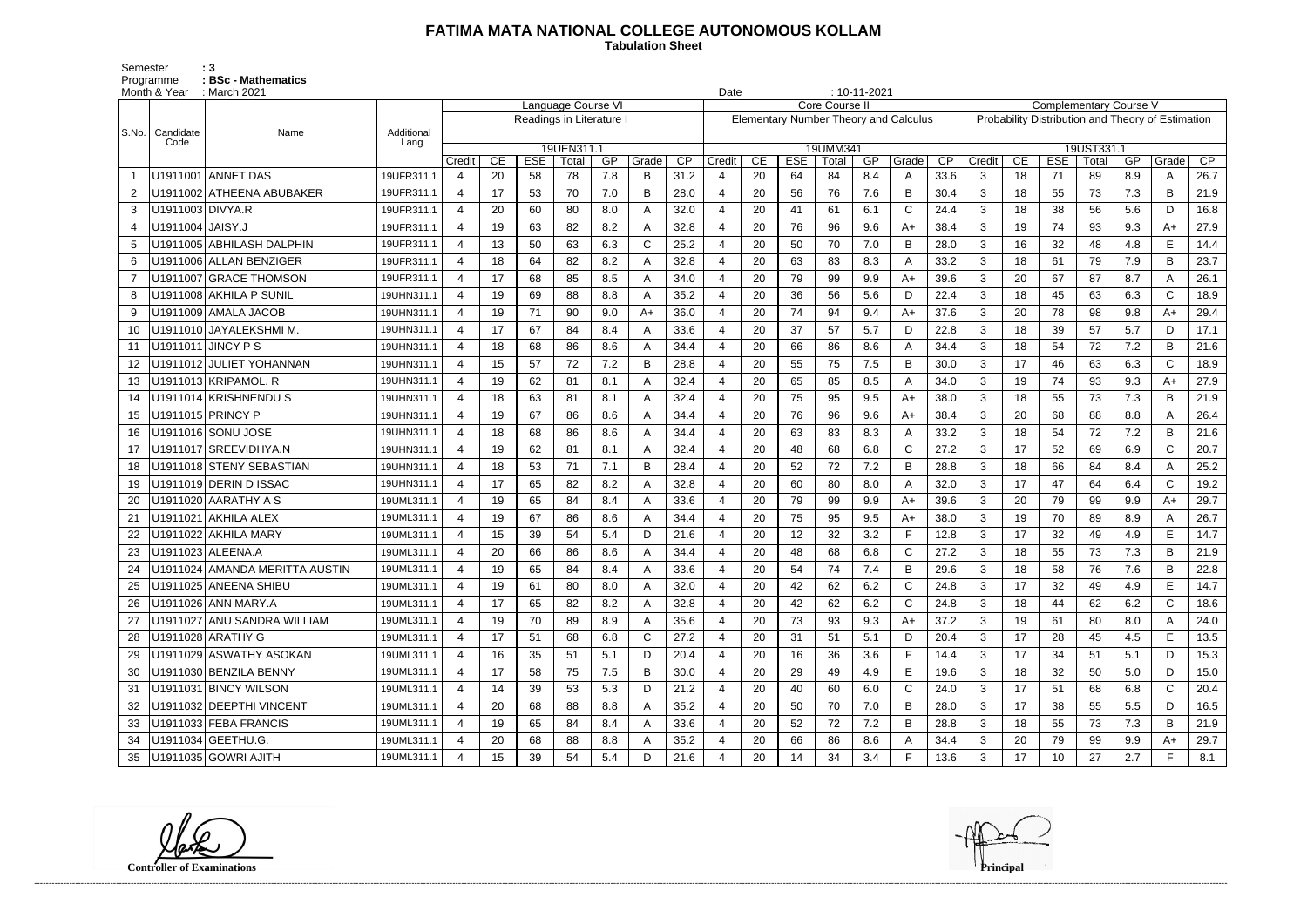# FATIMA MATA NATIONAL COLLEGE AUTONOMOUS KOLLAM

**Tabulation Sheet**

Semester : 3
Programme : BSc - Mathematics
Month & Year : March 2021
Date : 10-11-2021

| S.No. | Candidate Code | Name | Additional Lang | Language Course VI - Readings in Literature I - 19UEN311.1 | | | | | | | Core Course II - Elementary Number Theory and Calculus - 19UMM341 | | | | | | | Complementary Course V - Probability Distribution and Theory of Estimation - 19UST331.1 | | | | | | |
|---|---|---|---|---|---|---|---|---|---|---|---|---|---|---|---|---|---|---|---|---|---|---|---|---|
| | | | | Credit | CE | ESE | Total | GP | Grade | CP | Credit | CE | ESE | Total | GP | Grade | CP | Credit | CE | ESE | Total | GP | Grade | CP |
| 1 | U1911001 | ANNET DAS | 19UFR311.1 | 4 | 20 | 58 | 78 | 7.8 | B | 31.2 | 4 | 20 | 64 | 84 | 8.4 | A | 33.6 | 3 | 18 | 71 | 89 | 8.9 | A | 26.7 |
| 2 | U1911002 | ATHEENA ABUBAKER | 19UFR311.1 | 4 | 17 | 53 | 70 | 7.0 | B | 28.0 | 4 | 20 | 56 | 76 | 7.6 | B | 30.4 | 3 | 18 | 55 | 73 | 7.3 | B | 21.9 |
| 3 | U1911003 | DIVYA.R | 19UFR311.1 | 4 | 20 | 60 | 80 | 8.0 | A | 32.0 | 4 | 20 | 41 | 61 | 6.1 | C | 24.4 | 3 | 18 | 38 | 56 | 5.6 | D | 16.8 |
| 4 | U1911004 | JAISY.J | 19UFR311.1 | 4 | 19 | 63 | 82 | 8.2 | A | 32.8 | 4 | 20 | 76 | 96 | 9.6 | A+ | 38.4 | 3 | 19 | 74 | 93 | 9.3 | A+ | 27.9 |
| 5 | U1911005 | ABHILASH DALPHIN | 19UFR311.1 | 4 | 13 | 50 | 63 | 6.3 | C | 25.2 | 4 | 20 | 50 | 70 | 7.0 | B | 28.0 | 3 | 16 | 32 | 48 | 4.8 | E | 14.4 |
| 6 | U1911006 | ALLAN BENZIGER | 19UFR311.1 | 4 | 18 | 64 | 82 | 8.2 | A | 32.8 | 4 | 20 | 63 | 83 | 8.3 | A | 33.2 | 3 | 18 | 61 | 79 | 7.9 | B | 23.7 |
| 7 | U1911007 | GRACE THOMSON | 19UFR311.1 | 4 | 17 | 68 | 85 | 8.5 | A | 34.0 | 4 | 20 | 79 | 99 | 9.9 | A+ | 39.6 | 3 | 20 | 67 | 87 | 8.7 | A | 26.1 |
| 8 | U1911008 | AKHILA P SUNIL | 19UHN311.1 | 4 | 19 | 69 | 88 | 8.8 | A | 35.2 | 4 | 20 | 36 | 56 | 5.6 | D | 22.4 | 3 | 18 | 45 | 63 | 6.3 | C | 18.9 |
| 9 | U1911009 | AMALA JACOB | 19UHN311.1 | 4 | 19 | 71 | 90 | 9.0 | A+ | 36.0 | 4 | 20 | 74 | 94 | 9.4 | A+ | 37.6 | 3 | 20 | 78 | 98 | 9.8 | A+ | 29.4 |
| 10 | U1911010 | JAYALEKSHMI M. | 19UHN311.1 | 4 | 17 | 67 | 84 | 8.4 | A | 33.6 | 4 | 20 | 37 | 57 | 5.7 | D | 22.8 | 3 | 18 | 39 | 57 | 5.7 | D | 17.1 |
| 11 | U1911011 | JINCY P S | 19UHN311.1 | 4 | 18 | 68 | 86 | 8.6 | A | 34.4 | 4 | 20 | 66 | 86 | 8.6 | A | 34.4 | 3 | 18 | 54 | 72 | 7.2 | B | 21.6 |
| 12 | U1911012 | JULIET YOHANNAN | 19UHN311.1 | 4 | 15 | 57 | 72 | 7.2 | B | 28.8 | 4 | 20 | 55 | 75 | 7.5 | B | 30.0 | 3 | 17 | 46 | 63 | 6.3 | C | 18.9 |
| 13 | U1911013 | KRIPAMOL. R | 19UHN311.1 | 4 | 19 | 62 | 81 | 8.1 | A | 32.4 | 4 | 20 | 65 | 85 | 8.5 | A | 34.0 | 3 | 19 | 74 | 93 | 9.3 | A+ | 27.9 |
| 14 | U1911014 | KRISHNENDU S | 19UHN311.1 | 4 | 18 | 63 | 81 | 8.1 | A | 32.4 | 4 | 20 | 75 | 95 | 9.5 | A+ | 38.0 | 3 | 18 | 55 | 73 | 7.3 | B | 21.9 |
| 15 | U1911015 | PRINCY P | 19UHN311.1 | 4 | 19 | 67 | 86 | 8.6 | A | 34.4 | 4 | 20 | 76 | 96 | 9.6 | A+ | 38.4 | 3 | 20 | 68 | 88 | 8.8 | A | 26.4 |
| 16 | U1911016 | SONU JOSE | 19UHN311.1 | 4 | 18 | 68 | 86 | 8.6 | A | 34.4 | 4 | 20 | 63 | 83 | 8.3 | A | 33.2 | 3 | 18 | 54 | 72 | 7.2 | B | 21.6 |
| 17 | U1911017 | SREEVIDHYA.N | 19UHN311.1 | 4 | 19 | 62 | 81 | 8.1 | A | 32.4 | 4 | 20 | 48 | 68 | 6.8 | C | 27.2 | 3 | 17 | 52 | 69 | 6.9 | C | 20.7 |
| 18 | U1911018 | STENY SEBASTIAN | 19UHN311.1 | 4 | 18 | 53 | 71 | 7.1 | B | 28.4 | 4 | 20 | 52 | 72 | 7.2 | B | 28.8 | 3 | 18 | 66 | 84 | 8.4 | A | 25.2 |
| 19 | U1911019 | DERIN D ISSAC | 19UHN311.1 | 4 | 17 | 65 | 82 | 8.2 | A | 32.8 | 4 | 20 | 60 | 80 | 8.0 | A | 32.0 | 3 | 17 | 47 | 64 | 6.4 | C | 19.2 |
| 20 | U1911020 | AARATHY A S | 19UML311.1 | 4 | 19 | 65 | 84 | 8.4 | A | 33.6 | 4 | 20 | 79 | 99 | 9.9 | A+ | 39.6 | 3 | 20 | 79 | 99 | 9.9 | A+ | 29.7 |
| 21 | U1911021 | AKHILA ALEX | 19UML311.1 | 4 | 19 | 67 | 86 | 8.6 | A | 34.4 | 4 | 20 | 75 | 95 | 9.5 | A+ | 38.0 | 3 | 19 | 70 | 89 | 8.9 | A | 26.7 |
| 22 | U1911022 | AKHILA MARY | 19UML311.1 | 4 | 15 | 39 | 54 | 5.4 | D | 21.6 | 4 | 20 | 12 | 32 | 3.2 | F | 12.8 | 3 | 17 | 32 | 49 | 4.9 | E | 14.7 |
| 23 | U1911023 | ALEENA.A | 19UML311.1 | 4 | 20 | 66 | 86 | 8.6 | A | 34.4 | 4 | 20 | 48 | 68 | 6.8 | C | 27.2 | 3 | 18 | 55 | 73 | 7.3 | B | 21.9 |
| 24 | U1911024 | AMANDA MERITTA AUSTIN | 19UML311.1 | 4 | 19 | 65 | 84 | 8.4 | A | 33.6 | 4 | 20 | 54 | 74 | 7.4 | B | 29.6 | 3 | 18 | 58 | 76 | 7.6 | B | 22.8 |
| 25 | U1911025 | ANEENA SHIBU | 19UML311.1 | 4 | 19 | 61 | 80 | 8.0 | A | 32.0 | 4 | 20 | 42 | 62 | 6.2 | C | 24.8 | 3 | 17 | 32 | 49 | 4.9 | E | 14.7 |
| 26 | U1911026 | ANN MARY.A | 19UML311.1 | 4 | 17 | 65 | 82 | 8.2 | A | 32.8 | 4 | 20 | 42 | 62 | 6.2 | C | 24.8 | 3 | 18 | 44 | 62 | 6.2 | C | 18.6 |
| 27 | U1911027 | ANU SANDRA WILLIAM | 19UML311.1 | 4 | 19 | 70 | 89 | 8.9 | A | 35.6 | 4 | 20 | 73 | 93 | 9.3 | A+ | 37.2 | 3 | 19 | 61 | 80 | 8.0 | A | 24.0 |
| 28 | U1911028 | ARATHY G | 19UML311.1 | 4 | 17 | 51 | 68 | 6.8 | C | 27.2 | 4 | 20 | 31 | 51 | 5.1 | D | 20.4 | 3 | 17 | 28 | 45 | 4.5 | E | 13.5 |
| 29 | U1911029 | ASWATHY ASOKAN | 19UML311.1 | 4 | 16 | 35 | 51 | 5.1 | D | 20.4 | 4 | 20 | 16 | 36 | 3.6 | F | 14.4 | 3 | 17 | 34 | 51 | 5.1 | D | 15.3 |
| 30 | U1911030 | BENZILA BENNY | 19UML311.1 | 4 | 17 | 58 | 75 | 7.5 | B | 30.0 | 4 | 20 | 29 | 49 | 4.9 | E | 19.6 | 3 | 18 | 32 | 50 | 5.0 | D | 15.0 |
| 31 | U1911031 | BINCY WILSON | 19UML311.1 | 4 | 14 | 39 | 53 | 5.3 | D | 21.2 | 4 | 20 | 40 | 60 | 6.0 | C | 24.0 | 3 | 17 | 51 | 68 | 6.8 | C | 20.4 |
| 32 | U1911032 | DEEPTHI VINCENT | 19UML311.1 | 4 | 20 | 68 | 88 | 8.8 | A | 35.2 | 4 | 20 | 50 | 70 | 7.0 | B | 28.0 | 3 | 17 | 38 | 55 | 5.5 | D | 16.5 |
| 33 | U1911033 | FEBA FRANCIS | 19UML311.1 | 4 | 19 | 65 | 84 | 8.4 | A | 33.6 | 4 | 20 | 52 | 72 | 7.2 | B | 28.8 | 3 | 18 | 55 | 73 | 7.3 | B | 21.9 |
| 34 | U1911034 | GEETHU.G. | 19UML311.1 | 4 | 20 | 68 | 88 | 8.8 | A | 35.2 | 4 | 20 | 66 | 86 | 8.6 | A | 34.4 | 3 | 20 | 79 | 99 | 9.9 | A+ | 29.7 |
| 35 | U1911035 | GOWRI AJITH | 19UML311.1 | 4 | 15 | 39 | 54 | 5.4 | D | 21.6 | 4 | 20 | 14 | 34 | 3.4 | F | 13.6 | 3 | 17 | 10 | 27 | 2.7 | F | 8.1 |

**Controller of Examinations** **Principal**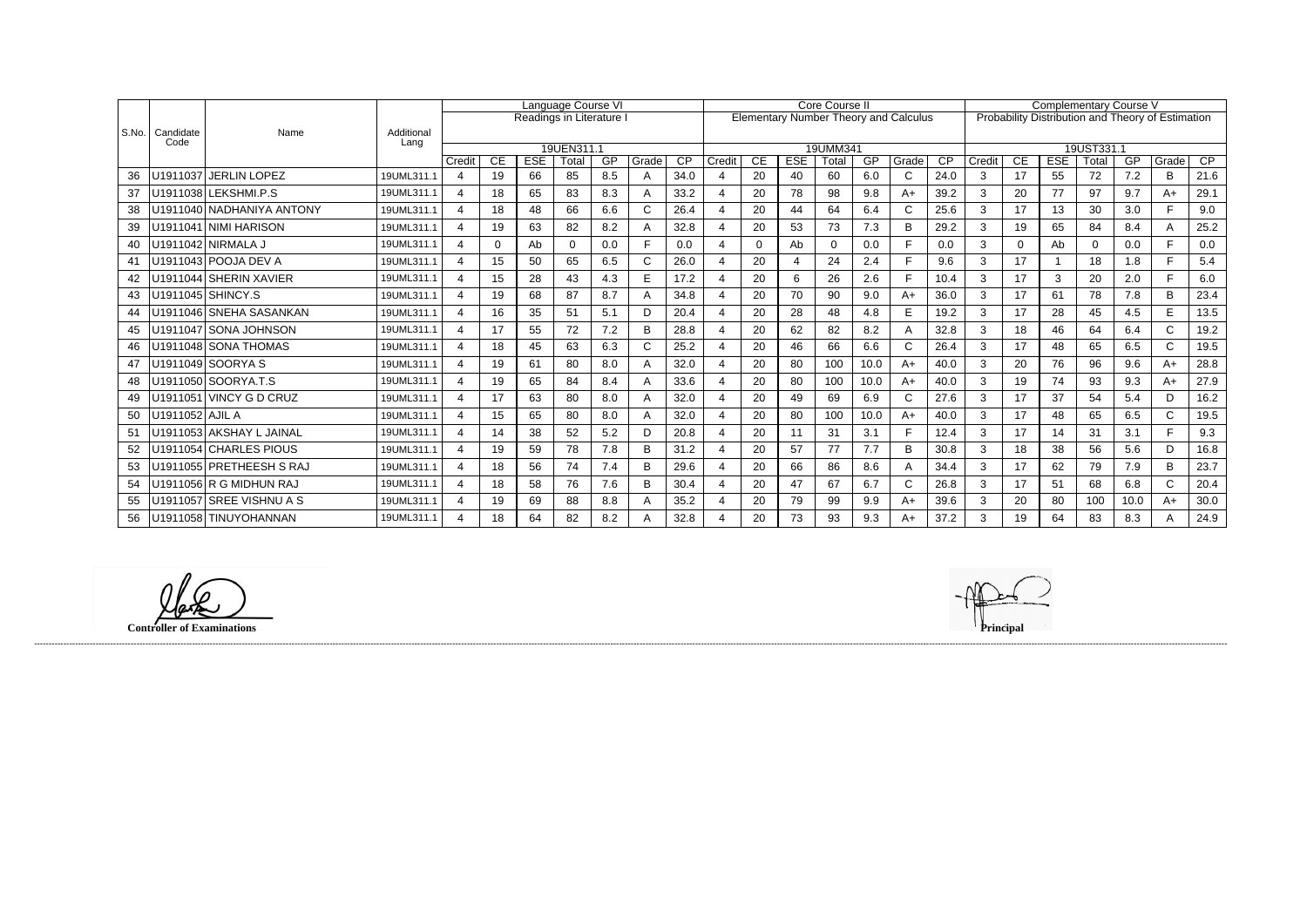| S.No. | Candidate Code | Name | Additional Lang | Language Course VI Readings in Literature I 19UEN311.1 | | | | | | | Core Course II Elementary Number Theory and Calculus 19UMM341 | | | | | | | Complementary Course V Probability Distribution and Theory of Estimation 19UST331.1 | | | | | | |
|---|---|---|---|---|---|---|---|---|---|---|---|---|---|---|---|---|---|---|---|---|---|---|---|---|
| | | | | Credit | CE | ESE | Total | GP | Grade | CP | Credit | CE | ESE | Total | GP | Grade | CP | Credit | CE | ESE | Total | GP | Grade | CP |
| 36 | U1911037 | JERLIN LOPEZ | 19UML311.1 | 4 | 19 | 66 | 85 | 8.5 | A | 34.0 | 4 | 20 | 40 | 60 | 6.0 | C | 24.0 | 3 | 17 | 55 | 72 | 7.2 | B | 21.6 |
| 37 | U1911038 | LEKSHMI.P.S | 19UML311.1 | 4 | 18 | 65 | 83 | 8.3 | A | 33.2 | 4 | 20 | 78 | 98 | 9.8 | A+ | 39.2 | 3 | 20 | 77 | 97 | 9.7 | A+ | 29.1 |
| 38 | U1911040 | NADHANIYA ANTONY | 19UML311.1 | 4 | 18 | 48 | 66 | 6.6 | C | 26.4 | 4 | 20 | 44 | 64 | 6.4 | C | 25.6 | 3 | 17 | 13 | 30 | 3.0 | F | 9.0 |
| 39 | U1911041 | NIMI HARISON | 19UML311.1 | 4 | 19 | 63 | 82 | 8.2 | A | 32.8 | 4 | 20 | 53 | 73 | 7.3 | B | 29.2 | 3 | 19 | 65 | 84 | 8.4 | A | 25.2 |
| 40 | U1911042 | NIRMALA J | 19UML311.1 | 4 | 0 | Ab | 0 | 0.0 | F | 0.0 | 4 | 0 | Ab | 0 | 0.0 | F | 0.0 | 3 | 0 | Ab | 0 | 0.0 | F | 0.0 |
| 41 | U1911043 | POOJA DEV A | 19UML311.1 | 4 | 15 | 50 | 65 | 6.5 | C | 26.0 | 4 | 20 | 4 | 24 | 2.4 | F | 9.6 | 3 | 17 | 1 | 18 | 1.8 | F | 5.4 |
| 42 | U1911044 | SHERIN XAVIER | 19UML311.1 | 4 | 15 | 28 | 43 | 4.3 | E | 17.2 | 4 | 20 | 6 | 26 | 2.6 | F | 10.4 | 3 | 17 | 3 | 20 | 2.0 | F | 6.0 |
| 43 | U1911045 | SHINCY.S | 19UML311.1 | 4 | 19 | 68 | 87 | 8.7 | A | 34.8 | 4 | 20 | 70 | 90 | 9.0 | A+ | 36.0 | 3 | 17 | 61 | 78 | 7.8 | B | 23.4 |
| 44 | U1911046 | SNEHA SASANKAN | 19UML311.1 | 4 | 16 | 35 | 51 | 5.1 | D | 20.4 | 4 | 20 | 28 | 48 | 4.8 | E | 19.2 | 3 | 17 | 28 | 45 | 4.5 | E | 13.5 |
| 45 | U1911047 | SONA JOHNSON | 19UML311.1 | 4 | 17 | 55 | 72 | 7.2 | B | 28.8 | 4 | 20 | 62 | 82 | 8.2 | A | 32.8 | 3 | 18 | 46 | 64 | 6.4 | C | 19.2 |
| 46 | U1911048 | SONA THOMAS | 19UML311.1 | 4 | 18 | 45 | 63 | 6.3 | C | 25.2 | 4 | 20 | 46 | 66 | 6.6 | C | 26.4 | 3 | 17 | 48 | 65 | 6.5 | C | 19.5 |
| 47 | U1911049 | SOORYA S | 19UML311.1 | 4 | 19 | 61 | 80 | 8.0 | A | 32.0 | 4 | 20 | 80 | 100 | 10.0 | A+ | 40.0 | 3 | 20 | 76 | 96 | 9.6 | A+ | 28.8 |
| 48 | U1911050 | SOORYA.T.S | 19UML311.1 | 4 | 19 | 65 | 84 | 8.4 | A | 33.6 | 4 | 20 | 80 | 100 | 10.0 | A+ | 40.0 | 3 | 19 | 74 | 93 | 9.3 | A+ | 27.9 |
| 49 | U1911051 | VINCY G D CRUZ | 19UML311.1 | 4 | 17 | 63 | 80 | 8.0 | A | 32.0 | 4 | 20 | 49 | 69 | 6.9 | C | 27.6 | 3 | 17 | 37 | 54 | 5.4 | D | 16.2 |
| 50 | U1911052 | AJIL A | 19UML311.1 | 4 | 15 | 65 | 80 | 8.0 | A | 32.0 | 4 | 20 | 80 | 100 | 10.0 | A+ | 40.0 | 3 | 17 | 48 | 65 | 6.5 | C | 19.5 |
| 51 | U1911053 | AKSHAY L JAINAL | 19UML311.1 | 4 | 14 | 38 | 52 | 5.2 | D | 20.8 | 4 | 20 | 11 | 31 | 3.1 | F | 12.4 | 3 | 17 | 14 | 31 | 3.1 | F | 9.3 |
| 52 | U1911054 | CHARLES PIOUS | 19UML311.1 | 4 | 19 | 59 | 78 | 7.8 | B | 31.2 | 4 | 20 | 57 | 77 | 7.7 | B | 30.8 | 3 | 18 | 38 | 56 | 5.6 | D | 16.8 |
| 53 | U1911055 | PRETHEESH S RAJ | 19UML311.1 | 4 | 18 | 56 | 74 | 7.4 | B | 29.6 | 4 | 20 | 66 | 86 | 8.6 | A | 34.4 | 3 | 17 | 62 | 79 | 7.9 | B | 23.7 |
| 54 | U1911056 | R G MIDHUN RAJ | 19UML311.1 | 4 | 18 | 58 | 76 | 7.6 | B | 30.4 | 4 | 20 | 47 | 67 | 6.7 | C | 26.8 | 3 | 17 | 51 | 68 | 6.8 | C | 20.4 |
| 55 | U1911057 | SREE VISHNU A S | 19UML311.1 | 4 | 19 | 69 | 88 | 8.8 | A | 35.2 | 4 | 20 | 79 | 99 | 9.9 | A+ | 39.6 | 3 | 20 | 80 | 100 | 10.0 | A+ | 30.0 |
| 56 | U1911058 | TINUYOHANNAN | 19UML311.1 | 4 | 18 | 64 | 82 | 8.2 | A | 32.8 | 4 | 20 | 73 | 93 | 9.3 | A+ | 37.2 | 3 | 19 | 64 | 83 | 8.3 | A | 24.9 |

**Controller of Examinations**

**Principal**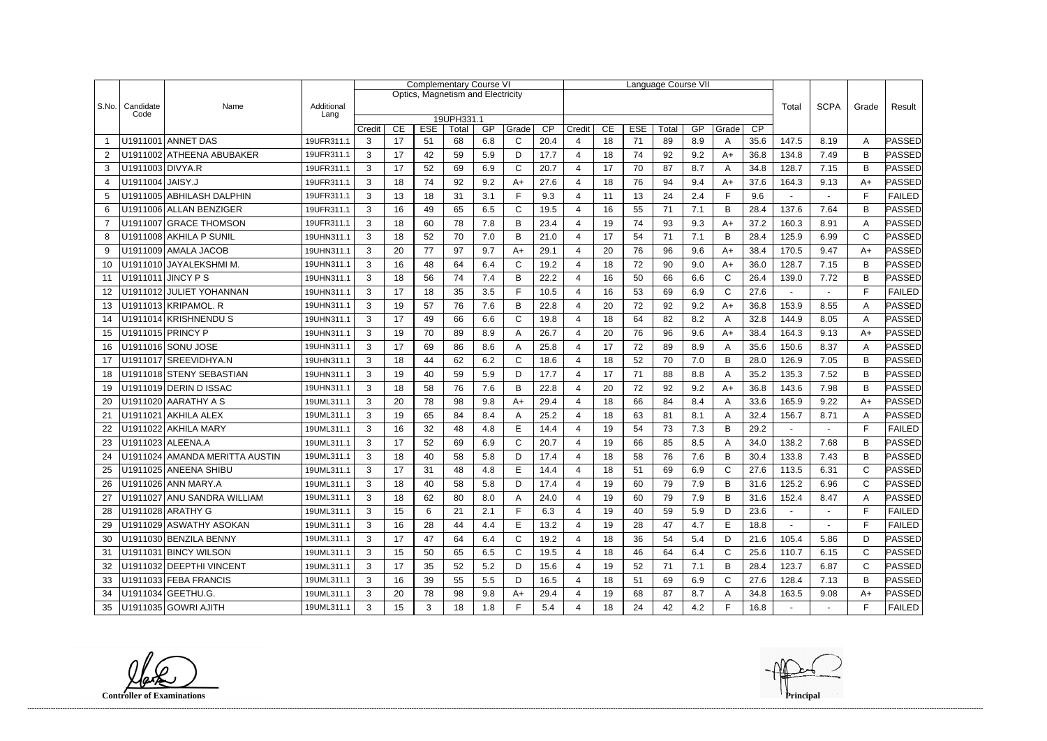| S.No. | Candidate Code | Name | Additional Lang | Complementary Course VI | | | | | | | Language Course VII | | | | | | | Total | SCPA | Grade | Result |
|---|---|---|---|---|---|---|---|---|---|---|---|---|---|---|---|---|---|---|---|---|---|
| | | | | Optics, Magnetism and Electricity | | | | | | | | | | | | | | | | | |
| | | | | 19UPH331.1 | | | | | | | | | | | | | | | | | |
| | | | | Credit | CE | ESE | Total | GP | Grade | CP | Credit | CE | ESE | Total | GP | Grade | CP | | | | |
| 1 | U1911001 | ANNET DAS | 19UFR311.1 | 3 | 17 | 51 | 68 | 6.8 | C | 20.4 | 4 | 18 | 71 | 89 | 8.9 | A | 35.6 | 147.5 | 8.19 | A | PASSED |
| 2 | U1911002 | ATHEENA ABUBAKER | 19UFR311.1 | 3 | 17 | 42 | 59 | 5.9 | D | 17.7 | 4 | 18 | 74 | 92 | 9.2 | A+ | 36.8 | 134.8 | 7.49 | B | PASSED |
| 3 | U1911003 | DIVYA.R | 19UFR311.1 | 3 | 17 | 52 | 69 | 6.9 | C | 20.7 | 4 | 17 | 70 | 87 | 8.7 | A | 34.8 | 128.7 | 7.15 | B | PASSED |
| 4 | U1911004 | JAISY.J | 19UFR311.1 | 3 | 18 | 74 | 92 | 9.2 | A+ | 27.6 | 4 | 18 | 76 | 94 | 9.4 | A+ | 37.6 | 164.3 | 9.13 | A+ | PASSED |
| 5 | U1911005 | ABHILASH DALPHIN | 19UFR311.1 | 3 | 13 | 18 | 31 | 3.1 | F | 9.3 | 4 | 11 | 13 | 24 | 2.4 | F | 9.6 | - | - | F | FAILED |
| 6 | U1911006 | ALLAN BENZIGER | 19UFR311.1 | 3 | 16 | 49 | 65 | 6.5 | C | 19.5 | 4 | 16 | 55 | 71 | 7.1 | B | 28.4 | 137.6 | 7.64 | B | PASSED |
| 7 | U1911007 | GRACE THOMSON | 19UFR311.1 | 3 | 18 | 60 | 78 | 7.8 | B | 23.4 | 4 | 19 | 74 | 93 | 9.3 | A+ | 37.2 | 160.3 | 8.91 | A | PASSED |
| 8 | U1911008 | AKHILA P SUNIL | 19UHN311.1 | 3 | 18 | 52 | 70 | 7.0 | B | 21.0 | 4 | 17 | 54 | 71 | 7.1 | B | 28.4 | 125.9 | 6.99 | C | PASSED |
| 9 | U1911009 | AMALA JACOB | 19UHN311.1 | 3 | 20 | 77 | 97 | 9.7 | A+ | 29.1 | 4 | 20 | 76 | 96 | 9.6 | A+ | 38.4 | 170.5 | 9.47 | A+ | PASSED |
| 10 | U1911010 | JAYALEKSHMI M. | 19UHN311.1 | 3 | 16 | 48 | 64 | 6.4 | C | 19.2 | 4 | 18 | 72 | 90 | 9.0 | A+ | 36.0 | 128.7 | 7.15 | B | PASSED |
| 11 | U1911011 | JINCY P S | 19UHN311.1 | 3 | 18 | 56 | 74 | 7.4 | B | 22.2 | 4 | 16 | 50 | 66 | 6.6 | C | 26.4 | 139.0 | 7.72 | B | PASSED |
| 12 | U1911012 | JULIET YOHANNAN | 19UHN311.1 | 3 | 17 | 18 | 35 | 3.5 | F | 10.5 | 4 | 16 | 53 | 69 | 6.9 | C | 27.6 | - | - | F | FAILED |
| 13 | U1911013 | KRIPAMOL. R | 19UHN311.1 | 3 | 19 | 57 | 76 | 7.6 | B | 22.8 | 4 | 20 | 72 | 92 | 9.2 | A+ | 36.8 | 153.9 | 8.55 | A | PASSED |
| 14 | U1911014 | KRISHNENDU S | 19UHN311.1 | 3 | 17 | 49 | 66 | 6.6 | C | 19.8 | 4 | 18 | 64 | 82 | 8.2 | A | 32.8 | 144.9 | 8.05 | A | PASSED |
| 15 | U1911015 | PRINCY P | 19UHN311.1 | 3 | 19 | 70 | 89 | 8.9 | A | 26.7 | 4 | 20 | 76 | 96 | 9.6 | A+ | 38.4 | 164.3 | 9.13 | A+ | PASSED |
| 16 | U1911016 | SONU JOSE | 19UHN311.1 | 3 | 17 | 69 | 86 | 8.6 | A | 25.8 | 4 | 17 | 72 | 89 | 8.9 | A | 35.6 | 150.6 | 8.37 | A | PASSED |
| 17 | U1911017 | SREEVIDHYA.N | 19UHN311.1 | 3 | 18 | 44 | 62 | 6.2 | C | 18.6 | 4 | 18 | 52 | 70 | 7.0 | B | 28.0 | 126.9 | 7.05 | B | PASSED |
| 18 | U1911018 | STENY SEBASTIAN | 19UHN311.1 | 3 | 19 | 40 | 59 | 5.9 | D | 17.7 | 4 | 17 | 71 | 88 | 8.8 | A | 35.2 | 135.3 | 7.52 | B | PASSED |
| 19 | U1911019 | DERIN D ISSAC | 19UHN311.1 | 3 | 18 | 58 | 76 | 7.6 | B | 22.8 | 4 | 20 | 72 | 92 | 9.2 | A+ | 36.8 | 143.6 | 7.98 | B | PASSED |
| 20 | U1911020 | AARATHY A S | 19UML311.1 | 3 | 20 | 78 | 98 | 9.8 | A+ | 29.4 | 4 | 18 | 66 | 84 | 8.4 | A | 33.6 | 165.9 | 9.22 | A+ | PASSED |
| 21 | U1911021 | AKHILA ALEX | 19UML311.1 | 3 | 19 | 65 | 84 | 8.4 | A | 25.2 | 4 | 18 | 63 | 81 | 8.1 | A | 32.4 | 156.7 | 8.71 | A | PASSED |
| 22 | U1911022 | AKHILA MARY | 19UML311.1 | 3 | 16 | 32 | 48 | 4.8 | E | 14.4 | 4 | 19 | 54 | 73 | 7.3 | B | 29.2 | - | - | F | FAILED |
| 23 | U1911023 | ALEENA.A | 19UML311.1 | 3 | 17 | 52 | 69 | 6.9 | C | 20.7 | 4 | 19 | 66 | 85 | 8.5 | A | 34.0 | 138.2 | 7.68 | B | PASSED |
| 24 | U1911024 | AMANDA MANDA MERITTA AUSTIN | 19UML311.1 | 3 | 18 | 40 | 58 | 5.8 | D | 17.4 | 4 | 18 | 58 | 76 | 7.6 | B | 30.4 | 133.8 | 7.43 | B | PASSED |
| 25 | U1911025 | ANEENA SHIBU | 19UML311.1 | 3 | 17 | 31 | 48 | 4.8 | E | 14.4 | 4 | 18 | 51 | 69 | 6.9 | C | 27.6 | 113.5 | 6.31 | C | PASSED |
| 26 | U1911026 | ANN MARY.A | 19UML311.1 | 3 | 18 | 40 | 58 | 5.8 | D | 17.4 | 4 | 19 | 60 | 79 | 7.9 | B | 31.6 | 125.2 | 6.96 | C | PASSED |
| 27 | U1911027 | ANU SANDRA WILLIAM | 19UML311.1 | 3 | 18 | 62 | 80 | 8.0 | A | 24.0 | 4 | 19 | 60 | 79 | 7.9 | B | 31.6 | 152.4 | 8.47 | A | PASSED |
| 28 | U1911028 | ARATHY G | 19UML311.1 | 3 | 15 | 6 | 21 | 2.1 | F | 6.3 | 4 | 19 | 40 | 59 | 5.9 | D | 23.6 | - | - | F | FAILED |
| 29 | U1911029 | ASWATHY ASOKAN | 19UML311.1 | 3 | 16 | 28 | 44 | 4.4 | E | 13.2 | 4 | 19 | 28 | 47 | 4.7 | E | 18.8 | - | - | F | FAILED |
| 30 | U1911030 | BENZILA BENNY | 19UML311.1 | 3 | 17 | 47 | 64 | 6.4 | C | 19.2 | 4 | 18 | 36 | 54 | 5.4 | D | 21.6 | 105.4 | 5.86 | D | PASSED |
| 31 | U1911031 | BINCY WILSON | 19UML311.1 | 3 | 15 | 50 | 65 | 6.5 | C | 19.5 | 4 | 18 | 46 | 64 | 6.4 | C | 25.6 | 110.7 | 6.15 | C | PASSED |
| 32 | U1911032 | DEEPTHI VINCENT | 19UML311.1 | 3 | 17 | 35 | 52 | 5.2 | D | 15.6 | 4 | 19 | 52 | 71 | 7.1 | B | 28.4 | 123.7 | 6.87 | C | PASSED |
| 33 | U1911033 | FEBA FRANCIS | 19UML311.1 | 3 | 16 | 39 | 55 | 5.5 | D | 16.5 | 4 | 18 | 51 | 69 | 6.9 | C | 27.6 | 128.4 | 7.13 | B | PASSED |
| 34 | U1911034 | GEETHU.G. | 19UML311.1 | 3 | 20 | 78 | 98 | 9.8 | A+ | 29.4 | 4 | 19 | 68 | 87 | 8.7 | A | 34.8 | 163.5 | 9.08 | A+ | PASSED |
| 35 | U1911035 | GOWRI AJITH | 19UML311.1 | 3 | 15 | 3 | 18 | 1.8 | F | 5.4 | 4 | 18 | 24 | 42 | 4.2 | F | 16.8 | - | - | F | FAILED |

**Controller of Examinations**

**Principal**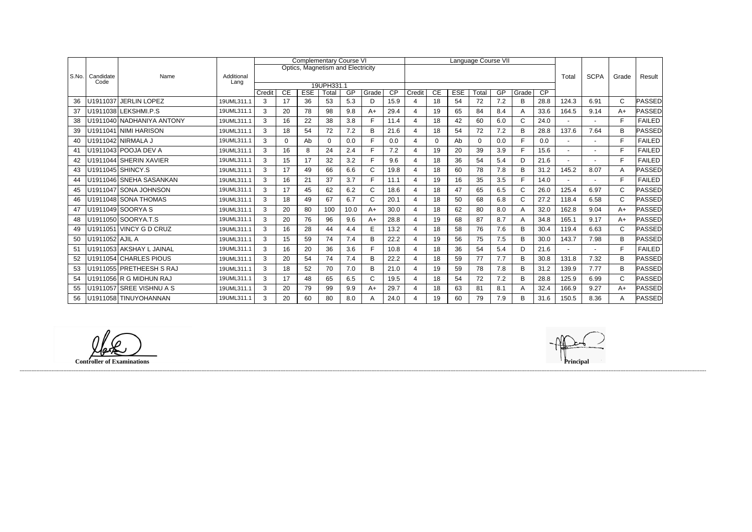| S.No. | Candidate Code | Name | Additional Lang | Complementary Course VI Optics, Magnetism and Electricity 19UPH331.1 | | | | | | | Language Course VII | | | | | | | Total | SCPA | Grade | Result |
|---|---|---|---|---|---|---|---|---|---|---|---|---|---|---|---|---|---|---|---|---|---|
| | | | | Credit | CE | ESE | Total | GP | Grade | CP | Credit | CE | ESE | Total | GP | Grade | CP | | | | |
| 36 | U1911037 | JERLIN LOPEZ | 19UML311.1 | 3 | 17 | 36 | 53 | 5.3 | D | 15.9 | 4 | 18 | 54 | 72 | 7.2 | B | 28.8 | 124.3 | 6.91 | C | PASSED |
| 37 | U1911038 | LEKSHMI.P.S | 19UML311.1 | 3 | 20 | 78 | 98 | 9.8 | A+ | 29.4 | 4 | 19 | 65 | 84 | 8.4 | A | 33.6 | 164.5 | 9.14 | A+ | PASSED |
| 38 | U1911040 | NADHANIYA ANTONY | 19UML311.1 | 3 | 16 | 22 | 38 | 3.8 | F | 11.4 | 4 | 18 | 42 | 60 | 6.0 | C | 24.0 | - | - | F | FAILED |
| 39 | U1911041 | NIMI HARISON | 19UML311.1 | 3 | 18 | 54 | 72 | 7.2 | B | 21.6 | 4 | 18 | 54 | 72 | 7.2 | B | 28.8 | 137.6 | 7.64 | B | PASSED |
| 40 | U1911042 | NIRMALA J | 19UML311.1 | 3 | 0 | Ab | 0 | 0.0 | F | 0.0 | 4 | 0 | Ab | 0 | 0.0 | F | 0.0 | - | - | F | FAILED |
| 41 | U1911043 | POOJA DEV A | 19UML311.1 | 3 | 16 | 8 | 24 | 2.4 | F | 7.2 | 4 | 19 | 20 | 39 | 3.9 | F | 15.6 | - | - | F | FAILED |
| 42 | U1911044 | SHERIN XAVIER | 19UML311.1 | 3 | 15 | 17 | 32 | 3.2 | F | 9.6 | 4 | 18 | 36 | 54 | 5.4 | D | 21.6 | - | - | F | FAILED |
| 43 | U1911045 | SHINCY.S | 19UML311.1 | 3 | 17 | 49 | 66 | 6.6 | C | 19.8 | 4 | 18 | 60 | 78 | 7.8 | B | 31.2 | 145.2 | 8.07 | A | PASSED |
| 44 | U1911046 | SNEHA SASANKAN | 19UML311.1 | 3 | 16 | 21 | 37 | 3.7 | F | 11.1 | 4 | 19 | 16 | 35 | 3.5 | F | 14.0 | - | - | F | FAILED |
| 45 | U1911047 | SONA JOHNSON | 19UML311.1 | 3 | 17 | 45 | 62 | 6.2 | C | 18.6 | 4 | 18 | 47 | 65 | 6.5 | C | 26.0 | 125.4 | 6.97 | C | PASSED |
| 46 | U1911048 | SONA THOMAS | 19UML311.1 | 3 | 18 | 49 | 67 | 6.7 | C | 20.1 | 4 | 18 | 50 | 68 | 6.8 | C | 27.2 | 118.4 | 6.58 | C | PASSED |
| 47 | U1911049 | SOORYA S | 19UML311.1 | 3 | 20 | 80 | 100 | 10.0 | A+ | 30.0 | 4 | 18 | 62 | 80 | 8.0 | A | 32.0 | 162.8 | 9.04 | A+ | PASSED |
| 48 | U1911050 | SOORYA.T.S | 19UML311.1 | 3 | 20 | 76 | 96 | 9.6 | A+ | 28.8 | 4 | 19 | 68 | 87 | 8.7 | A | 34.8 | 165.1 | 9.17 | A+ | PASSED |
| 49 | U1911051 | VINCY G D CRUZ | 19UML311.1 | 3 | 16 | 28 | 44 | 4.4 | E | 13.2 | 4 | 18 | 58 | 76 | 7.6 | B | 30.4 | 119.4 | 6.63 | C | PASSED |
| 50 | U1911052 | AJIL A | 19UML311.1 | 3 | 15 | 59 | 74 | 7.4 | B | 22.2 | 4 | 19 | 56 | 75 | 7.5 | B | 30.0 | 143.7 | 7.98 | B | PASSED |
| 51 | U1911053 | AKSHAY L JAINAL | 19UML311.1 | 3 | 16 | 20 | 36 | 3.6 | F | 10.8 | 4 | 18 | 36 | 54 | 5.4 | D | 21.6 | - | - | F | FAILED |
| 52 | U1911054 | CHARLES PIOUS | 19UML311.1 | 3 | 20 | 54 | 74 | 7.4 | B | 22.2 | 4 | 18 | 59 | 77 | 7.7 | B | 30.8 | 131.8 | 7.32 | B | PASSED |
| 53 | U1911055 | PRETHEESH S RAJ | 19UML311.1 | 3 | 18 | 52 | 70 | 7.0 | B | 21.0 | 4 | 19 | 59 | 78 | 7.8 | B | 31.2 | 139.9 | 7.77 | B | PASSED |
| 54 | U1911056 | R G MIDHUN RAJ | 19UML311.1 | 3 | 17 | 48 | 65 | 6.5 | C | 19.5 | 4 | 18 | 54 | 72 | 7.2 | B | 28.8 | 125.9 | 6.99 | C | PASSED |
| 55 | U1911057 | SREE VISHNU A S | 19UML311.1 | 3 | 20 | 79 | 99 | 9.9 | A+ | 29.7 | 4 | 18 | 63 | 81 | 8.1 | A | 32.4 | 166.9 | 9.27 | A+ | PASSED |
| 56 | U1911058 | TINUYOHANNAN | 19UML311.1 | 3 | 20 | 60 | 80 | 8.0 | A | 24.0 | 4 | 19 | 60 | 79 | 7.9 | B | 31.6 | 150.5 | 8.36 | A | PASSED |

**Controller of Examinations**

**Principal**